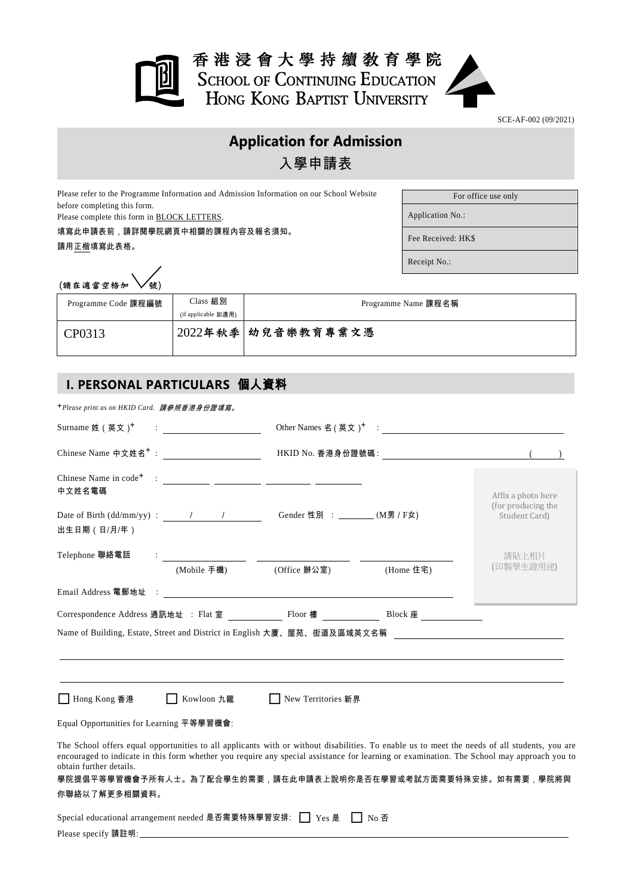香港浸會大學持續教育學院
SCHOOL OF CONTINUING EDUCATION
HONG KONG BAPTIST UNIVERSITY

SCE-AF-002 (09/2021)

# Application for Admission
# 入學申請表

Please refer to the Programme Information and Admission Information on our School Website before completing this form.
Please complete this form in BLOCK LETTERS.
填寫此申請表前，請詳閱學院網頁中相關的課程內容及報名須知。
請用正楷填寫此表格。

| For office use only |
|---|
| Application No.: |
| Fee Received: HK$ |
| Receipt No.: |

(請在適當空格加 ✓ 號)

| Programme Code 課程編號 | Class 組別 (if applicable 如適用) | Programme Name 課程名稱 |
|---|---|---|
| CP0313 | 2022年秋季 | 幼兒音樂教育專業文憑 |

## I. PERSONAL PARTICULARS 個人資料

+*Please print as on HKID Card. 請參照香港身份證填寫。*

Surname 姓（英文）+ : ____________ Other Names 名（英文）+ : ____________

Chinese Name 中文姓名+ : ____________ HKID No. 香港身份證號碼 : ____________ (　　)

Chinese Name in code+ : ______ ______ ______ ______
中文姓名電碼

Date of Birth (dd/mm/yy) : ____ / ____ / ____ Gender 性別 : ______ (M男 / F女)
出生日期（日/月/年）

Telephone 聯絡電話 : ____________ (Mobile 手機) ____________ (Office 辦公室) ____________ (Home 住宅)

Email Address 電郵地址 : ____________

Affix a photo here (for producing the Student Card)
請貼上相片 (印製學生證用途)

Correspondence Address 通訊地址 : Flat 室 ______ Floor 樓 ______ Block 座 ______

Name of Building, Estate, Street and District in English 大廈、屋苑、街道及區域英文名稱 ____________

☐ Hong Kong 香港 ☐ Kowloon 九龍 ☐ New Territories 新界

Equal Opportunities for Learning 平等學習機會:

The School offers equal opportunities to all applicants with or without disabilities. To enable us to meet the needs of all students, you are encouraged to indicate in this form whether you require any special assistance for learning or examination. The School may approach you to obtain further details.

學院提倡平等學習機會予所有人士。為了配合學生的需要，請在此申請表上說明你是否在學習或考試方面需要特殊安排。如有需要，學院將與你聯絡以了解更多相關資料。

Special educational arrangement needed 是否需要特殊學習安排: ☐ Yes 是 ☐ No 否

Please specify 請註明: ____________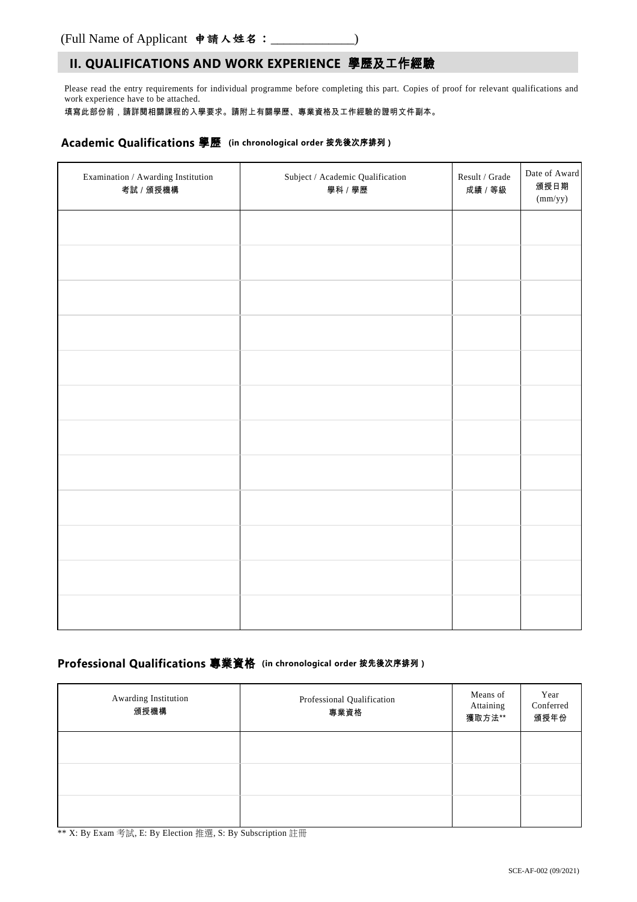(Full Name of Applicant 申請人姓名：_____________)

## II. QUALIFICATIONS AND WORK EXPERIENCE 學歷及工作經驗

Please read the entry requirements for individual programme before completing this part. Copies of proof for relevant qualifications and work experience have to be attached.

填寫此部份前，請詳閱相關課程的入學要求。請附上有關學歷、專業資格及工作經驗的證明文件副本。

### Academic Qualifications 學歷 (in chronological order 按先後次序排列)

| Examination / Awarding Institution 考試 / 頒授機構 | Subject / Academic Qualification 學科 / 學歷 | Result / Grade 成績 / 等級 | Date of Award 頒授日期 (mm/yy) |
|---|---|---|---|
| | | | |
| | | | |
| | | | |
| | | | |
| | | | |
| | | | |
| | | | |
| | | | |
| | | | |
| | | | |
| | | | |
| | | | |

### Professional Qualifications 專業資格 (in chronological order 按先後次序排列)

| Awarding Institution 頒授機構 | Professional Qualification 專業資格 | Means of Attaining 獲取方法** | Year Conferred 頒授年份 |
|---|---|---|---|
| | | | |
| | | | |
| | | | |

** X: By Exam 考試, E: By Election 推選, S: By Subscription 註冊

SCE-AF-002 (09/2021)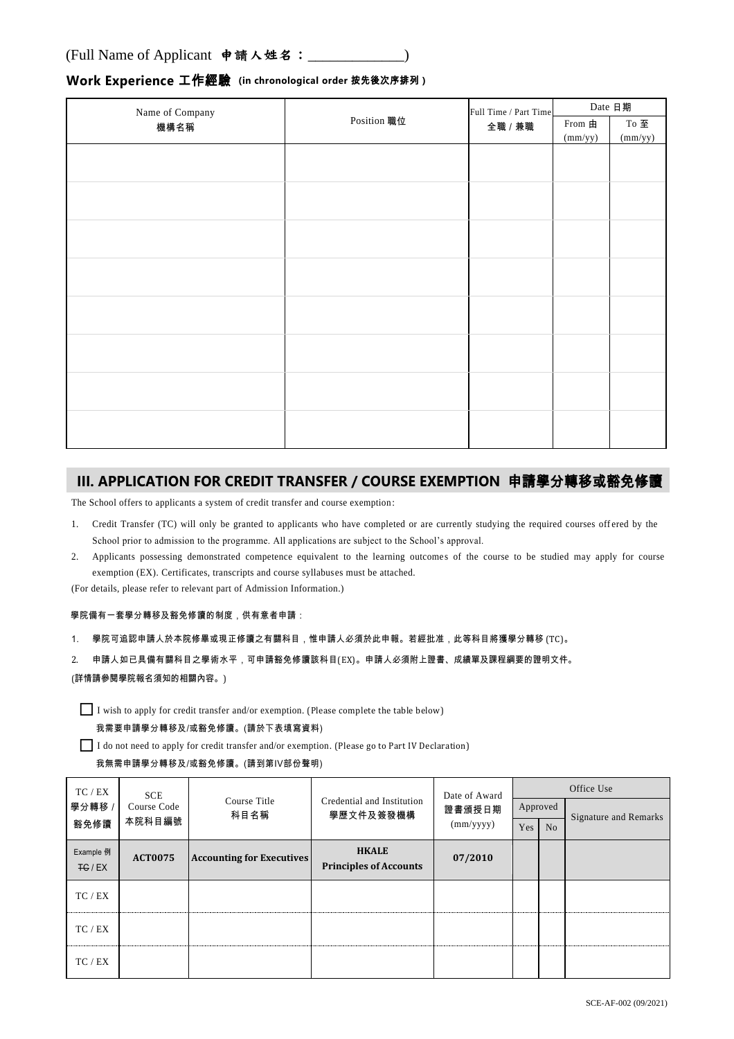(Full Name of Applicant 申請人姓名：______________)

**Work Experience 工作經驗 (in chronological order 按先後次序排列)**

| Name of Company 機構名稱 | Position 職位 | Full Time / Part Time 全職 / 兼職 | Date 日期 | |
|---|---|---|---|---|
| | | | From 由 (mm/yy) | To 至 (mm/yy) |
| | | | | |
| | | | | |
| | | | | |
| | | | | |
| | | | | |
| | | | | |
| | | | | |
| | | | | |

## III. APPLICATION FOR CREDIT TRANSFER / COURSE EXEMPTION 申請學分轉移或豁免修讀

The School offers to applicants a system of credit transfer and course exemption:

1. Credit Transfer (TC) will only be granted to applicants who have completed or are currently studying the required courses offered by the School prior to admission to the programme. All applications are subject to the School's approval.
2. Applicants possessing demonstrated competence equivalent to the learning outcomes of the course to be studied may apply for course exemption (EX). Certificates, transcripts and course syllabuses must be attached.

(For details, please refer to relevant part of Admission Information.)

學院備有一套學分轉移及豁免修讀的制度，供有意者申請：

1. 學院可追認申請人於本院修畢或現正修讀之有關科目，惟申請人必須於此申報。若經批准，此等科目將獲學分轉移 (TC)。
2. 申請人如已具備有關科目之學術水平，可申請豁免修讀該科目(EX)。申請人必須附上證書、成績單及課程綱要的證明文件。

(詳情請參閱學院報名須知的相關內容。)

☐ I wish to apply for credit transfer and/or exemption. (Please complete the table below)
我需要申請學分轉移及/或豁免修讀。(請於下表填寫資料)

☐ I do not need to apply for credit transfer and/or exemption. (Please go to Part IV Declaration)
我無需申請學分轉移及/或豁免修讀。(請到第IV部份聲明)

| TC / EX 學分轉移 / 豁免修讀 | SCE Course Code 本院科目編號 | Course Title 科目名稱 | Credential and Institution 學歷文件及簽發機構 | Date of Award 證書頒授日期 (mm/yyyy) | Office Use | | |
|---|---|---|---|---|---|---|---|
| | | | | | Approved | | Signature and Remarks |
| | | | | | Yes | No | |
| Example 例 ~~TC~~ / EX | **ACT0075** | **Accounting for Executives** | **HKALE Principles of Accounts** | **07/2010** | | | |
| TC / EX | | | | | | | |
| TC / EX | | | | | | | |
| TC / EX | | | | | | | |

SCE-AF-002 (09/2021)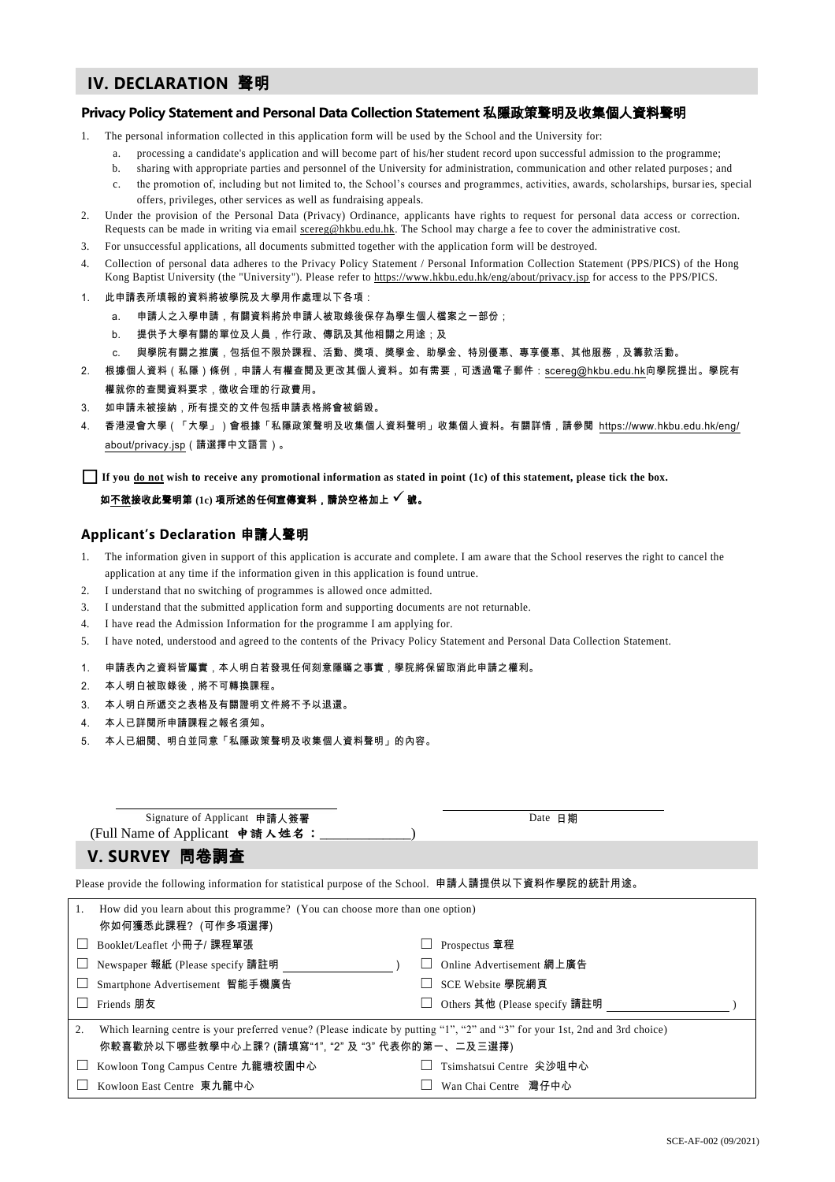## IV. DECLARATION 聲明

### Privacy Policy Statement and Personal Data Collection Statement 私隱政策聲明及收集個人資料聲明

1. The personal information collected in this application form will be used by the School and the University for:
   a. processing a candidate's application and will become part of his/her student record upon successful admission to the programme;
   b. sharing with appropriate parties and personnel of the University for administration, communication and other related purposes; and
   c. the promotion of, including but not limited to, the School's courses and programmes, activities, awards, scholarships, bursaries, special offers, privileges, other services as well as fundraising appeals.
2. Under the provision of the Personal Data (Privacy) Ordinance, applicants have rights to request for personal data access or correction. Requests can be made in writing via email scereg@hkbu.edu.hk. The School may charge a fee to cover the administrative cost.
3. For unsuccessful applications, all documents submitted together with the application form will be destroyed.
4. Collection of personal data adheres to the Privacy Policy Statement / Personal Information Collection Statement (PPS/PICS) of the Hong Kong Baptist University (the "University"). Please refer to https://www.hkbu.edu.hk/eng/about/privacy.jsp for access to the PPS/PICS.

1. 此申請表所填報的資料將被學院及大學用作處理以下各項：
   a. 申請人之入學申請，有關資料將於申請人被取錄後保存為學生個人檔案之一部份；
   b. 提供予大學有關的單位及人員，作行政、傳訊及其他相關之用途；及
   c. 與學院有關之推廣，包括但不限於課程、活動、獎項、獎學金、助學金、特別優惠、專享優惠、其他服務，及籌款活動。
2. 根據個人資料（私隱）條例，申請人有權查閱及更改其個人資料。如有需要，可透過電子郵件：scereg@hkbu.edu.hk向學院提出。學院有權就你的查閱資料要求，徵收合理的行政費用。
3. 如申請未被接納，所有提交的文件包括申請表格將會被銷毀。
4. 香港浸會大學（「大學」）會根據「私隱政策聲明及收集個人資料聲明」收集個人資料。有關詳情，請參閱 https://www.hkbu.edu.hk/eng/about/privacy.jsp（請選擇中文語言）。

☐ **If you do not wish to receive any promotional information as stated in point (1c) of this statement, please tick the box.**
**如不欲接收此聲明第 (1c) 項所述的任何宣傳資料，請於空格加上 ✓ 號。**

### Applicant's Declaration 申請人聲明

1. The information given in support of this application is accurate and complete. I am aware that the School reserves the right to cancel the application at any time if the information given in this application is found untrue.
2. I understand that no switching of programmes is allowed once admitted.
3. I understand that the submitted application form and supporting documents are not returnable.
4. I have read the Admission Information for the programme I am applying for.
5. I have noted, understood and agreed to the contents of the Privacy Policy Statement and Personal Data Collection Statement.

1. 申請表內之資料皆屬實，本人明白若發現任何刻意隱瞞之事實，學院將保留取消此申請之權利。
2. 本人明白被取錄後，將不可轉換課程。
3. 本人明白所遞交之表格及有關證明文件將不予以退還。
4. 本人已詳閱所申請課程之報名須知。
5. 本人已細閱、明白並同意「私隱政策聲明及收集個人資料聲明」的內容。

______________________ Signature of Applicant 申請人簽署
(Full Name of Applicant 申請人姓名：_____________)

______________________ Date 日期

## V. SURVEY 問卷調查

Please provide the following information for statistical purpose of the School. 申請人請提供以下資料作學院的統計用途。

1. How did you learn about this programme? (You can choose more than one option)
你如何獲悉此課程？(可作多項選擇)

| | |
|---|---|
| ☐ Booklet/Leaflet 小冊子/ 課程單張 | ☐ Prospectus 章程 |
| ☐ Newspaper 報紙 (Please specify 請註明 __________) | ☐ Online Advertisement 網上廣告 |
| ☐ Smartphone Advertisement 智能手機廣告 | ☐ SCE Website 學院網頁 |
| ☐ Friends 朋友 | ☐ Others 其他 (Please specify 請註明 __________) |

2. Which learning centre is your preferred venue? (Please indicate by putting "1", "2" and "3" for your 1st, 2nd and 3rd choice)
你較喜歡於以下哪些教學中心上課？(請填寫"1", "2" 及 "3" 代表你的第一、二及三選擇)

| | |
|---|---|
| ☐ Kowloon Tong Campus Centre 九龍塘校園中心 | ☐ Tsimshatsui Centre 尖沙咀中心 |
| ☐ Kowloon East Centre 東九龍中心 | ☐ Wan Chai Centre 灣仔中心 |

SCE-AF-002 (09/2021)